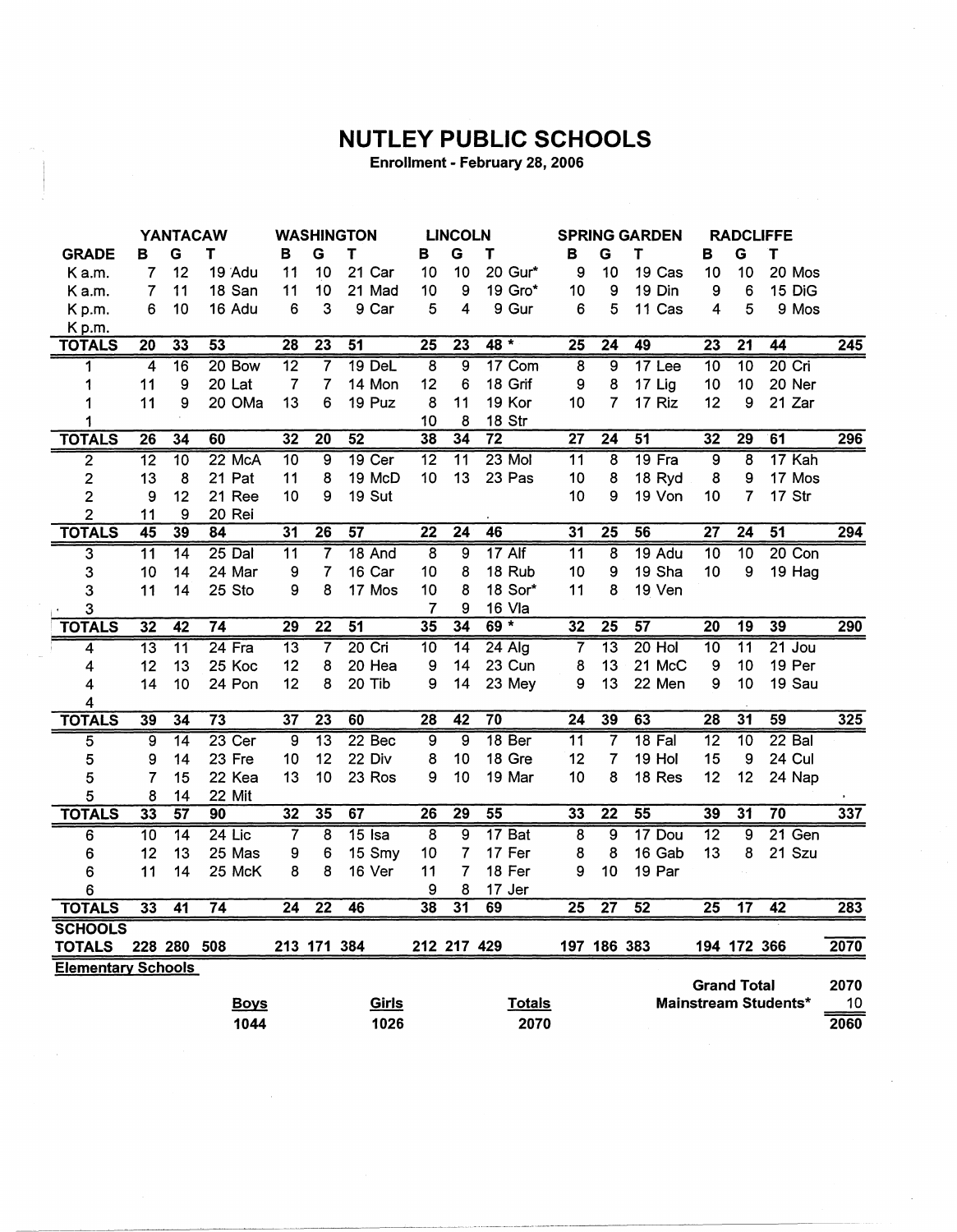# NUTLEY PUBLIC SCHOOLS

**Enrollment - February 28, 2006**

| | YANTACAW | | | WASHINGTON | | | LINCOLN | | | SPRING GARDEN | | | RADCLIFFE | | | |
|---|---|---|---|---|---|---|---|---|---|---|---|---|---|---|---|---|
| **GRADE** | **B** | **G** | **T** | **B** | **G** | **T** | **B** | **G** | **T** | **B** | **G** | **T** | **B** | **G** | **T** | |
| K a.m. | 7 | 12 | 19 Adu | 11 | 10 | 21 Car | 10 | 10 | 20 Gur* | 9 | 10 | 19 Cas | 10 | 10 | 20 Mos | |
| K a.m. | 7 | 11 | 18 San | 11 | 10 | 21 Mad | 10 | 9 | 19 Gro* | 10 | 9 | 19 Din | 9 | 6 | 15 DiG | |
| K p.m. | 6 | 10 | 16 Adu | 6 | 3 | 9 Car | 5 | 4 | 9 Gur | 6 | 5 | 11 Cas | 4 | 5 | 9 Mos | |
| K p.m. | | | | | | | | | | | | | | | | |
| **TOTALS** | 20 | 33 | 53 | 28 | 23 | 51 | 25 | 23 | 48 * | 25 | 24 | 49 | 23 | 21 | 44 | 245 |
| 1 | 4 | 16 | 20 Bow | 12 | 7 | 19 DeL | 8 | 9 | 17 Com | 8 | 9 | 17 Lee | 10 | 10 | 20 Cri | |
| 1 | 11 | 9 | 20 Lat | 7 | 7 | 14 Mon | 12 | 6 | 18 Grif | 9 | 8 | 17 Lig | 10 | 10 | 20 Ner | |
| 1 | 11 | 9 | 20 OMa | 13 | 6 | 19 Puz | 8 | 11 | 19 Kor | 10 | 7 | 17 Riz | 12 | 9 | 21 Zar | |
| 1 | | | | | | | 10 | 8 | 18 Str | | | | | | | |
| **TOTALS** | 26 | 34 | 60 | 32 | 20 | 52 | 38 | 34 | 72 | 27 | 24 | 51 | 32 | 29 | 61 | 296 |
| 2 | 12 | 10 | 22 McA | 10 | 9 | 19 Cer | 12 | 11 | 23 Mol | 11 | 8 | 19 Fra | 9 | 8 | 17 Kah | |
| 2 | 13 | 8 | 21 Pat | 11 | 8 | 19 McD | 10 | 13 | 23 Pas | 10 | 8 | 18 Ryd | 8 | 9 | 17 Mos | |
| 2 | 9 | 12 | 21 Ree | 10 | 9 | 19 Sut | | | | 10 | 9 | 19 Von | 10 | 7 | 17 Str | |
| 2 | 11 | 9 | 20 Rei | | | | | | | | | | | | | |
| **TOTALS** | 45 | 39 | 84 | 31 | 26 | 57 | 22 | 24 | 46 | 31 | 25 | 56 | 27 | 24 | 51 | 294 |
| 3 | 11 | 14 | 25 Dal | 11 | 7 | 18 And | 8 | 9 | 17 Alf | 11 | 8 | 19 Adu | 10 | 10 | 20 Con | |
| 3 | 10 | 14 | 24 Mar | 9 | 7 | 16 Car | 10 | 8 | 18 Rub | 10 | 9 | 19 Sha | 10 | 9 | 19 Hag | |
| 3 | 11 | 14 | 25 Sto | 9 | 8 | 17 Mos | 10 | 8 | 18 Sor* | 11 | 8 | 19 Ven | | | | |
| 3 | | | | | | | 7 | 9 | 16 Vla | | | | | | | |
| **TOTALS** | 32 | 42 | 74 | 29 | 22 | 51 | 35 | 34 | 69 * | 32 | 25 | 57 | 20 | 19 | 39 | 290 |
| 4 | 13 | 11 | 24 Fra | 13 | 7 | 20 Cri | 10 | 14 | 24 Alg | 7 | 13 | 20 Hol | 10 | 11 | 21 Jou | |
| 4 | 12 | 13 | 25 Koc | 12 | 8 | 20 Hea | 9 | 14 | 23 Cun | 8 | 13 | 21 McC | 9 | 10 | 19 Per | |
| 4 | 14 | 10 | 24 Pon | 12 | 8 | 20 Tib | 9 | 14 | 23 Mey | 9 | 13 | 22 Men | 9 | 10 | 19 Sau | |
| 4 | | | | | | | | | | | | | | | | |
| **TOTALS** | 39 | 34 | 73 | 37 | 23 | 60 | 28 | 42 | 70 | 24 | 39 | 63 | 28 | 31 | 59 | 325 |
| 5 | 9 | 14 | 23 Cer | 9 | 13 | 22 Bec | 9 | 9 | 18 Ber | 11 | 7 | 18 Fal | 12 | 10 | 22 Bal | |
| 5 | 9 | 14 | 23 Fre | 10 | 12 | 22 Div | 8 | 10 | 18 Gre | 12 | 7 | 19 Hol | 15 | 9 | 24 Cul | |
| 5 | 7 | 15 | 22 Kea | 13 | 10 | 23 Ros | 9 | 10 | 19 Mar | 10 | 8 | 18 Res | 12 | 12 | 24 Nap | |
| 5 | 8 | 14 | 22 Mit | | | | | | | | | | | | | |
| **TOTALS** | 33 | 57 | 90 | 32 | 35 | 67 | 26 | 29 | 55 | 33 | 22 | 55 | 39 | 31 | 70 | 337 |
| 6 | 10 | 14 | 24 Lic | 7 | 8 | 15 Isa | 8 | 9 | 17 Bat | 8 | 9 | 17 Dou | 12 | 9 | 21 Gen | |
| 6 | 12 | 13 | 25 Mas | 9 | 6 | 15 Smy | 10 | 7 | 17 Fer | 8 | 8 | 16 Gab | 13 | 8 | 21 Szu | |
| 6 | 11 | 14 | 25 McK | 8 | 8 | 16 Ver | 11 | 7 | 18 Fer | 9 | 10 | 19 Par | | | | |
| 6 | | | | | | | 9 | 8 | 17 Jer | | | | | | | |
| **TOTALS** | 33 | 41 | 74 | 24 | 22 | 46 | 38 | 31 | 69 | 25 | 27 | 52 | 25 | 17 | 42 | 283 |
| **SCHOOLS TOTALS** | 228 | 280 | 508 | 213 | 171 | 384 | 212 | 217 | 429 | 197 | 186 | 383 | 194 | 172 | 366 | 2070 |

**Elementary Schools**

| Boys | Girls | Totals |
|---|---|---|
| 1044 | 1026 | 2070 |

| | |
|---|---|
| **Grand Total** | 2070 |
| **Mainstream Students*** | 10 |
| | 2060 |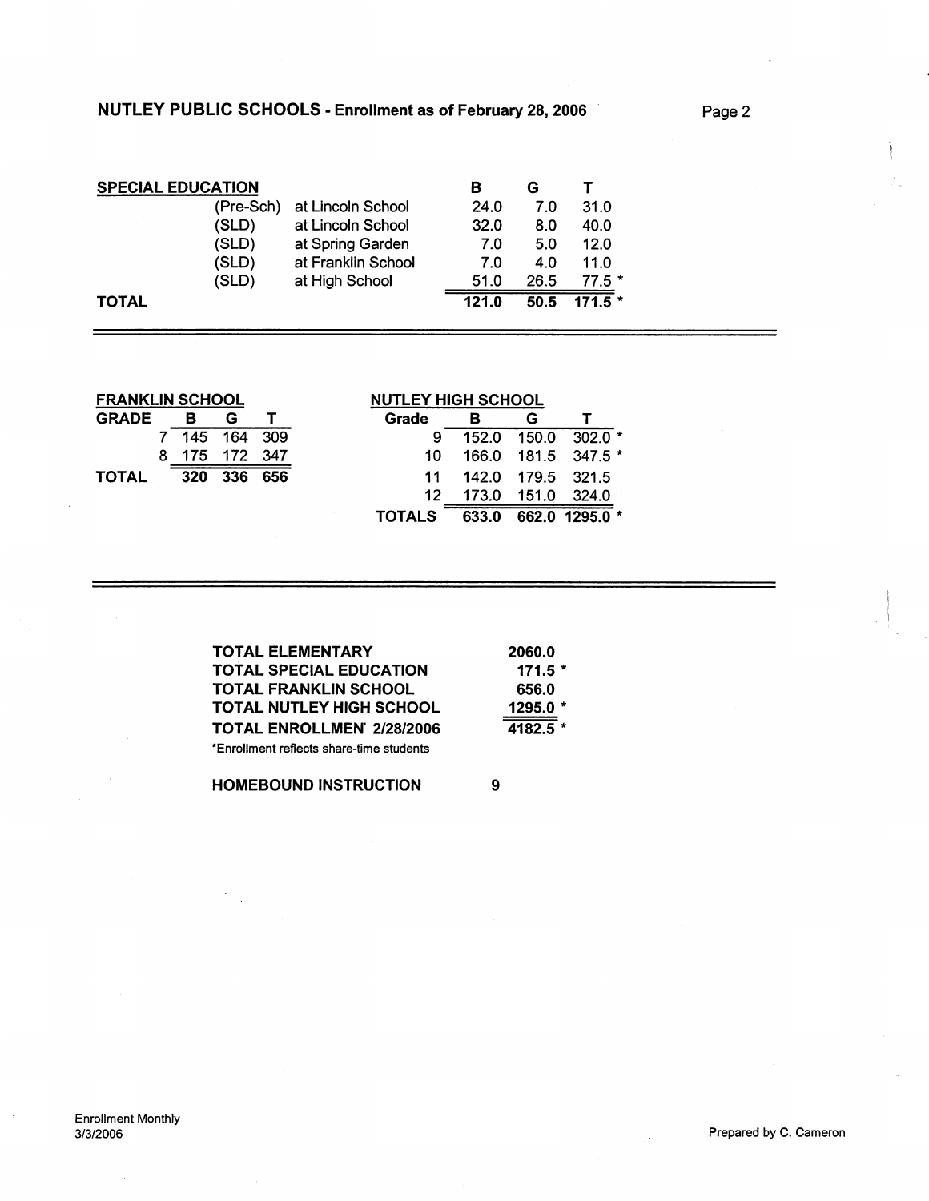## NUTLEY PUBLIC SCHOOLS - Enrollment as of February 28, 2006

| SPECIAL EDUCATION | | | B | G | T |
|---|---|---|---|---|---|
| | (Pre-Sch) | at Lincoln School | 24.0 | 7.0 | 31.0 |
| | (SLD) | at Lincoln School | 32.0 | 8.0 | 40.0 |
| | (SLD) | at Spring Garden | 7.0 | 5.0 | 12.0 |
| | (SLD) | at Franklin School | 7.0 | 4.0 | 11.0 |
| | (SLD) | at High School | 51.0 | 26.5 | 77.5 * |
| **TOTAL** | | | **121.0** | **50.5** | **171.5 *** |

**FRANKLIN SCHOOL**

| GRADE | B | G | T |
|---|---|---|---|
| 7 | 145 | 164 | 309 |
| 8 | 175 | 172 | 347 |
| **TOTAL** | **320** | **336** | **656** |

**NUTLEY HIGH SCHOOL**

| Grade | B | G | T |
|---|---|---|---|
| 9 | 152.0 | 150.0 | 302.0 * |
| 10 | 166.0 | 181.5 | 347.5 * |
| 11 | 142.0 | 179.5 | 321.5 |
| 12 | 173.0 | 151.0 | 324.0 |
| **TOTALS** | **633.0** | **662.0** | **1295.0 *** |

| | |
|---|---|
| **TOTAL ELEMENTARY** | **2060.0** |
| **TOTAL SPECIAL EDUCATION** | **171.5 *** |
| **TOTAL FRANKLIN SCHOOL** | **656.0** |
| **TOTAL NUTLEY HIGH SCHOOL** | **1295.0 *** |
| **TOTAL ENROLLMEN' 2/28/2006** | **4182.5 *** |

*Enrollment reflects share-time students

**HOMEBOUND INSTRUCTION** 9

Enrollment Monthly
3/3/2006

Prepared by C. Cameron